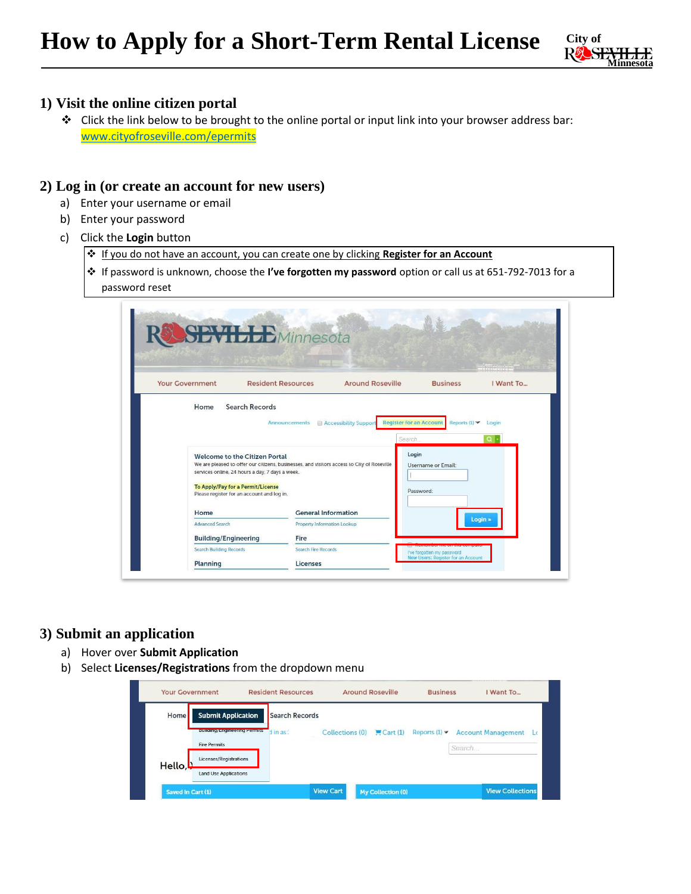# How to Apply for a Short-Term Rental License

## 1) Visit the online citizen portal

- Click the link below to be brought to the online portal or input link into your browser address bar: www.cityofroseville.com/epermits

## 2) Log in (or create an account for new users)

a) Enter your username or email
b) Enter your password
c) Click the **Login** button

- If you do not have an account, you can create one by clicking **Register for an Account**
- If password is unknown, choose the **I've forgotten my password** option or call us at 651-792-7013 for a password reset

## 3) Submit an application

a) Hover over **Submit Application**
b) Select **Licenses/Registrations** from the dropdown menu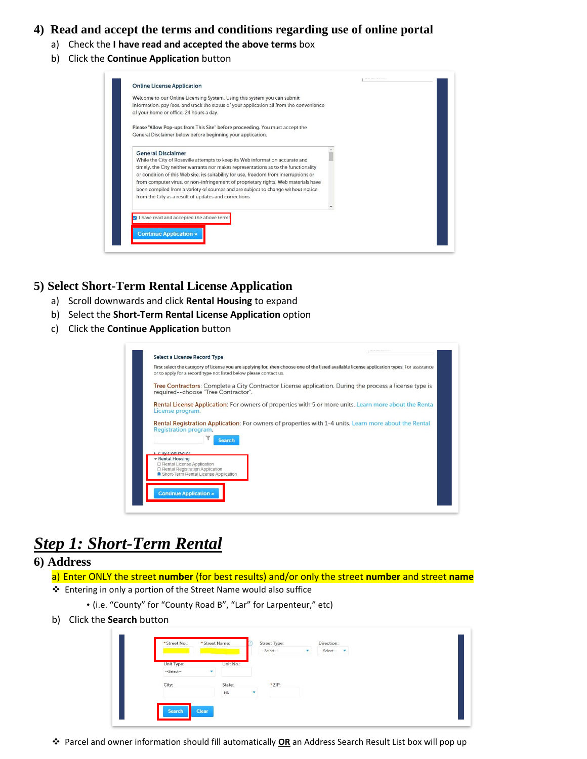## 4) Read and accept the terms and conditions regarding use of online portal

a) Check the **I have read and accepted the above terms** box
b) Click the **Continue Application** button

Online License Application

Welcome to our Online Licensing System. Using this system you can submit information, pay fees, and track the status of your application all from the convenience of your home or office, 24 hours a day.

Please "Allow Pop-ups from This Site" before proceeding. You must accept the General Disclaimer below before beginning your application.

General Disclaimer
While the City of Roseville attempts to keep its Web information accurate and timely, the City neither warrants nor makes representations as to the functionality or condition of this Web site, its suitability for use, freedom from interruptions or from computer virus, or non-infringement of proprietary rights. Web materials have been compiled from a variety of sources and are subject to change without notice from the City as a result of updates and corrections.

I have read and accepted the above terms

Continue Application »

## 5) Select Short-Term Rental License Application

a) Scroll downwards and click **Rental Housing** to expand
b) Select the **Short-Term Rental License Application** option
c) Click the **Continue Application** button

Select a License Record Type

First select the category of license you are applying for, then choose one of the listed available license application types. For assistance or to apply for a record type not listed below please contact us.

Tree Contractors: Complete a City Contractor License application. During the process a license type is required--choose "Tree Contractor".

Rental License Application: For owners of properties with 5 or more units. Learn more about the Rental License program.

Rental Registration Application: For owners of properties with 1-4 units. Learn more about the Rental Registration program.

Search

- City Contractor
- Rental Housing
  - Rental License Application
  - Rental Registration Application
  - Short-Term Rental License Application

Continue Application »

# *Step 1: Short-Term Rental*

## 6) Address

a) Enter ONLY the street **number** (for best results) and/or only the street **number** and street **name**

❖ Entering in only a portion of the Street Name would also suffice

- (i.e. "County" for "County Road B", "Lar" for Larpenteur," etc)

b) Click the **Search** button

*Street No.: *Street Name: Street Type: --Select-- Direction: --Select--
Unit Type: --Select-- Unit No.:
City: State: MN *ZIP:

Search Clear

❖ Parcel and owner information should fill automatically **OR** an Address Search Result List box will pop up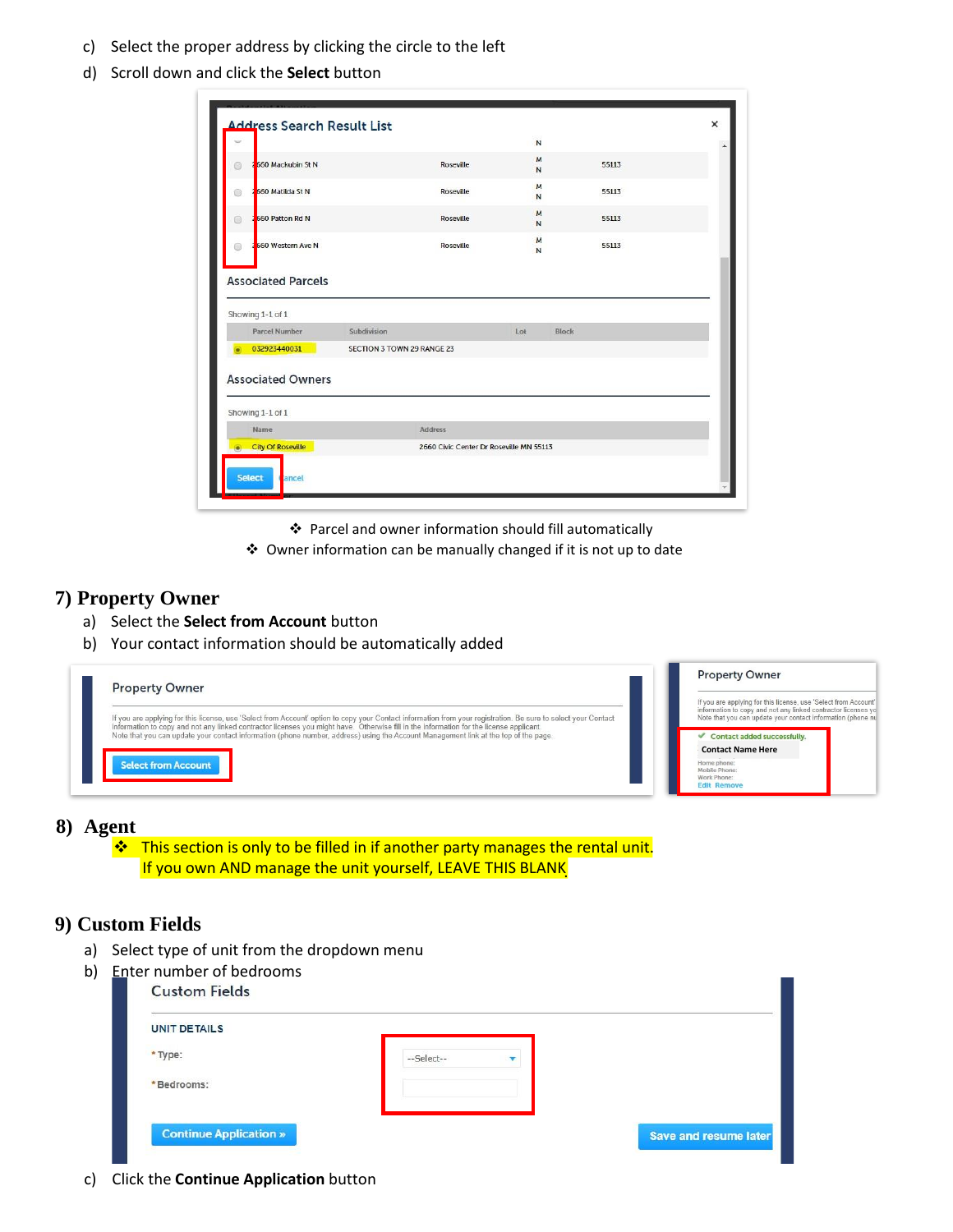c) Select the proper address by clicking the circle to the left

d) Scroll down and click the **Select** button

- ❖ Parcel and owner information should fill automatically
- ❖ Owner information can be manually changed if it is not up to date

## 7) Property Owner

a) Select the **Select from Account** button

b) Your contact information should be automatically added

## 8) Agent

❖ This section is only to be filled in if another party manages the rental unit. If you own AND manage the unit yourself, LEAVE THIS BLANK.

## 9) Custom Fields

a) Select type of unit from the dropdown menu

b) Enter number of bedrooms

c) Click the **Continue Application** button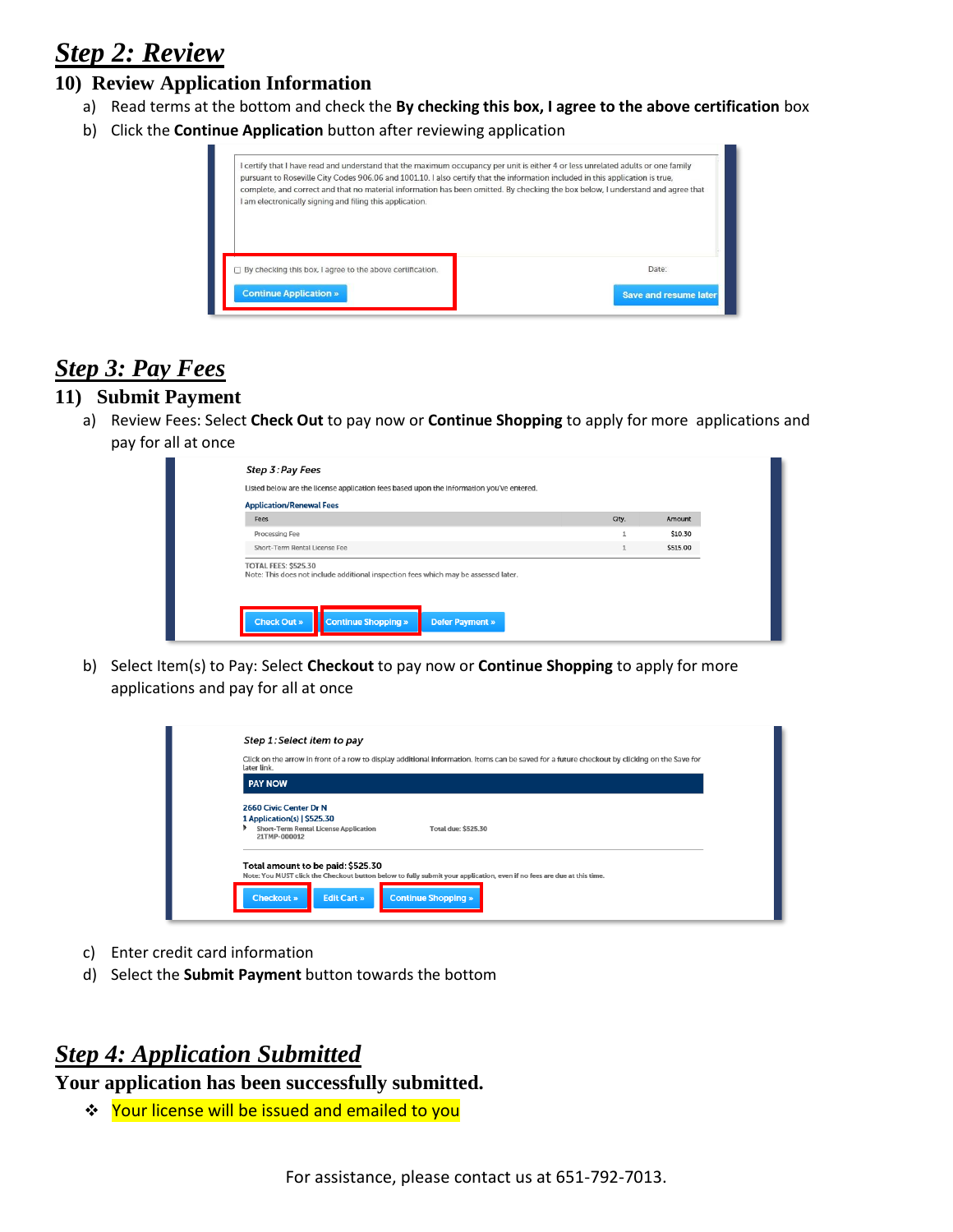## *Step 2: Review*

### 10) Review Application Information

a) Read terms at the bottom and check the **By checking this box, I agree to the above certification** box

b) Click the **Continue Application** button after reviewing application

I certify that I have read and understand that the maximum occupancy per unit is either 4 or less unrelated adults or one family pursuant to Roseville City Codes 906.06 and 1001.10. I also certify that the information included in this application is true, complete, and correct and that no material information has been omitted. By checking the box below, I understand and agree that I am electronically signing and filing this application.

☐ By checking this box, I agree to the above certification. Date:

Continue Application » Save and resume later

## *Step 3: Pay Fees*

### 11) Submit Payment

a) Review Fees: Select **Check Out** to pay now or **Continue Shopping** to apply for more applications and pay for all at once

*Step 3: Pay Fees*

Listed below are the license application fees based upon the information you've entered.

Application/Renewal Fees

| Fees | Qty. | Amount |
|---|---|---|
| Processing Fee | 1 | $10.30 |
| Short-Term Rental License Fee | 1 | $515.00 |

TOTAL FEES: $525.30
Note: This does not include additional inspection fees which may be assessed later.

Check Out » Continue Shopping » Defer Payment »

b) Select Item(s) to Pay: Select **Checkout** to pay now or **Continue Shopping** to apply for more applications and pay for all at once

*Step 1: Select item to pay*

Click on the arrow in front of a row to display additional information. Items can be saved for a future checkout by clicking on the Save for later link.

PAY NOW

2660 Civic Center Dr N
1 Application(s) | $525.30
Short-Term Rental License Application 21TMP-000012 Total due: $525.30

Total amount to be paid: $525.30
Note: You MUST click the Checkout button below to fully submit your application, even if no fees are due at this time.

Checkout » Edit Cart » Continue Shopping »

c) Enter credit card information

d) Select the **Submit Payment** button towards the bottom

## *Step 4: Application Submitted*

**Your application has been successfully submitted.**

- Your license will be issued and emailed to you

For assistance, please contact us at 651-792-7013.